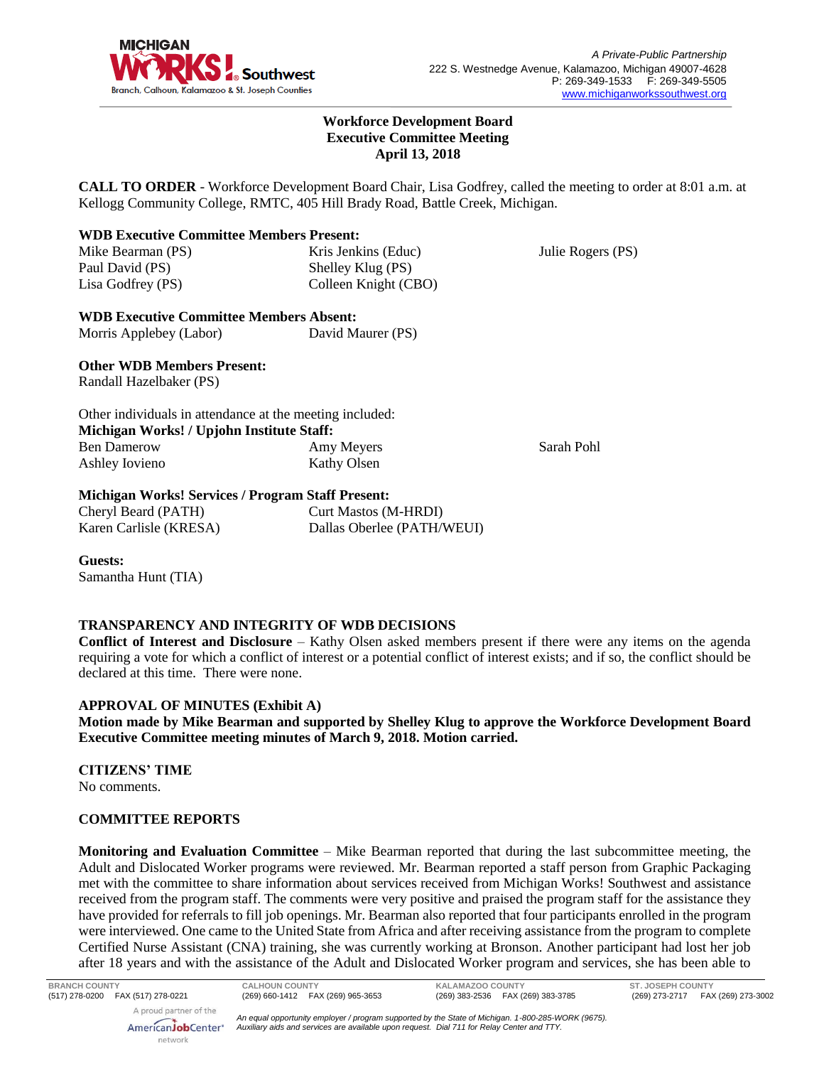**Workforce Development Board**
**Executive Committee Meeting**
**April 13, 2018**

**CALL TO ORDER** - Workforce Development Board Chair, Lisa Godfrey, called the meeting to order at 8:01 a.m. at Kellogg Community College, RMTC, 405 Hill Brady Road, Battle Creek, Michigan.

**WDB Executive Committee Members Present:**

Mike Bearman (PS)
Paul David (PS)
Lisa Godfrey (PS)
Kris Jenkins (Educ)
Shelley Klug (PS)
Colleen Knight (CBO)
Julie Rogers (PS)

**WDB Executive Committee Members Absent:**

Morris Applebey (Labor)
David Maurer (PS)

**Other WDB Members Present:**

Randall Hazelbaker (PS)

Other individuals in attendance at the meeting included:

**Michigan Works! / Upjohn Institute Staff:**

Ben Damerow
Ashley Iovieno
Amy Meyers
Kathy Olsen
Sarah Pohl

**Michigan Works! Services / Program Staff Present:**

Cheryl Beard (PATH)
Karen Carlisle (KRESA)
Curt Mastos (M-HRDI)
Dallas Oberlee (PATH/WEUI)

**Guests:**

Samantha Hunt (TIA)

**TRANSPARENCY AND INTEGRITY OF WDB DECISIONS**

**Conflict of Interest and Disclosure** – Kathy Olsen asked members present if there were any items on the agenda requiring a vote for which a conflict of interest or a potential conflict of interest exists; and if so, the conflict should be declared at this time. There were none.

**APPROVAL OF MINUTES (Exhibit A)**

**Motion made by Mike Bearman and supported by Shelley Klug to approve the Workforce Development Board Executive Committee meeting minutes of March 9, 2018. Motion carried.**

**CITIZENS' TIME**

No comments.

**COMMITTEE REPORTS**

**Monitoring and Evaluation Committee** – Mike Bearman reported that during the last subcommittee meeting, the Adult and Dislocated Worker programs were reviewed. Mr. Bearman reported a staff person from Graphic Packaging met with the committee to share information about services received from Michigan Works! Southwest and assistance received from the program staff. The comments were very positive and praised the program staff for the assistance they have provided for referrals to fill job openings. Mr. Bearman also reported that four participants enrolled in the program were interviewed. One came to the United State from Africa and after receiving assistance from the program to complete Certified Nurse Assistant (CNA) training, she was currently working at Bronson. Another participant had lost her job after 18 years and with the assistance of the Adult and Dislocated Worker program and services, she has been able to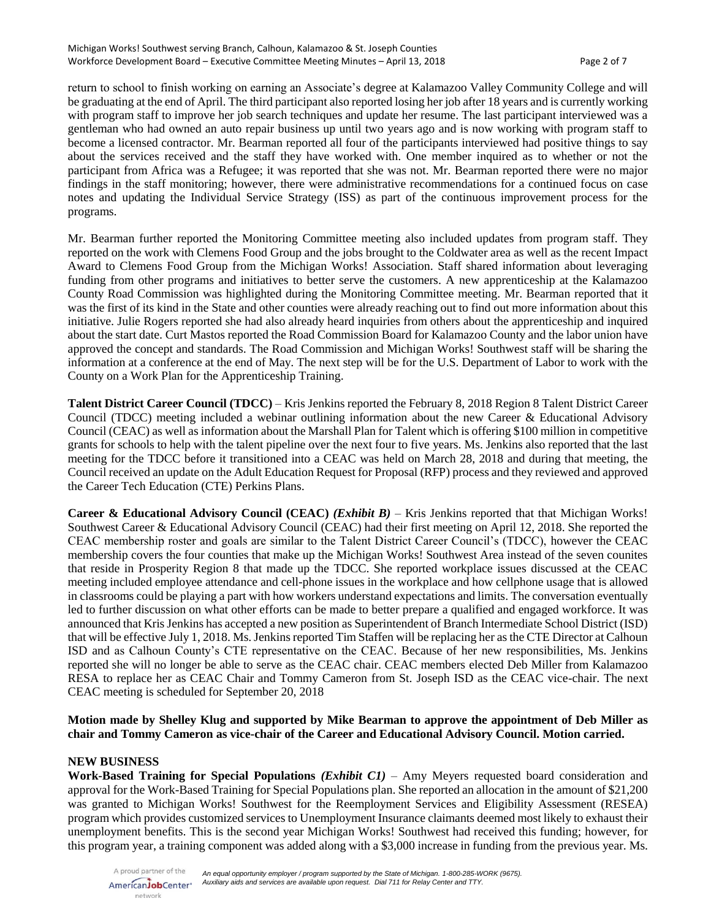return to school to finish working on earning an Associate's degree at Kalamazoo Valley Community College and will be graduating at the end of April. The third participant also reported losing her job after 18 years and is currently working with program staff to improve her job search techniques and update her resume. The last participant interviewed was a gentleman who had owned an auto repair business up until two years ago and is now working with program staff to become a licensed contractor. Mr. Bearman reported all four of the participants interviewed had positive things to say about the services received and the staff they have worked with. One member inquired as to whether or not the participant from Africa was a Refugee; it was reported that she was not. Mr. Bearman reported there were no major findings in the staff monitoring; however, there were administrative recommendations for a continued focus on case notes and updating the Individual Service Strategy (ISS) as part of the continuous improvement process for the programs.

Mr. Bearman further reported the Monitoring Committee meeting also included updates from program staff. They reported on the work with Clemens Food Group and the jobs brought to the Coldwater area as well as the recent Impact Award to Clemens Food Group from the Michigan Works! Association. Staff shared information about leveraging funding from other programs and initiatives to better serve the customers. A new apprenticeship at the Kalamazoo County Road Commission was highlighted during the Monitoring Committee meeting. Mr. Bearman reported that it was the first of its kind in the State and other counties were already reaching out to find out more information about this initiative. Julie Rogers reported she had also already heard inquiries from others about the apprenticeship and inquired about the start date. Curt Mastos reported the Road Commission Board for Kalamazoo County and the labor union have approved the concept and standards. The Road Commission and Michigan Works! Southwest staff will be sharing the information at a conference at the end of May. The next step will be for the U.S. Department of Labor to work with the County on a Work Plan for the Apprenticeship Training.

**Talent District Career Council (TDCC)** – Kris Jenkins reported the February 8, 2018 Region 8 Talent District Career Council (TDCC) meeting included a webinar outlining information about the new Career & Educational Advisory Council (CEAC) as well as information about the Marshall Plan for Talent which is offering $100 million in competitive grants for schools to help with the talent pipeline over the next four to five years. Ms. Jenkins also reported that the last meeting for the TDCC before it transitioned into a CEAC was held on March 28, 2018 and during that meeting, the Council received an update on the Adult Education Request for Proposal (RFP) process and they reviewed and approved the Career Tech Education (CTE) Perkins Plans.

**Career & Educational Advisory Council (CEAC)** ***(Exhibit B)*** – Kris Jenkins reported that that Michigan Works! Southwest Career & Educational Advisory Council (CEAC) had their first meeting on April 12, 2018. She reported the CEAC membership roster and goals are similar to the Talent District Career Council's (TDCC), however the CEAC membership covers the four counties that make up the Michigan Works! Southwest Area instead of the seven counites that reside in Prosperity Region 8 that made up the TDCC. She reported workplace issues discussed at the CEAC meeting included employee attendance and cell-phone issues in the workplace and how cellphone usage that is allowed in classrooms could be playing a part with how workers understand expectations and limits. The conversation eventually led to further discussion on what other efforts can be made to better prepare a qualified and engaged workforce. It was announced that Kris Jenkins has accepted a new position as Superintendent of Branch Intermediate School District (ISD) that will be effective July 1, 2018. Ms. Jenkins reported Tim Staffen will be replacing her as the CTE Director at Calhoun ISD and as Calhoun County's CTE representative on the CEAC. Because of her new responsibilities, Ms. Jenkins reported she will no longer be able to serve as the CEAC chair. CEAC members elected Deb Miller from Kalamazoo RESA to replace her as CEAC Chair and Tommy Cameron from St. Joseph ISD as the CEAC vice-chair. The next CEAC meeting is scheduled for September 20, 2018

**Motion made by Shelley Klug and supported by Mike Bearman to approve the appointment of Deb Miller as chair and Tommy Cameron as vice-chair of the Career and Educational Advisory Council. Motion carried.**

**NEW BUSINESS**

**Work-Based Training for Special Populations** ***(Exhibit C1)*** – Amy Meyers requested board consideration and approval for the Work-Based Training for Special Populations plan. She reported an allocation in the amount of $21,200 was granted to Michigan Works! Southwest for the Reemployment Services and Eligibility Assessment (RESEA) program which provides customized services to Unemployment Insurance claimants deemed most likely to exhaust their unemployment benefits. This is the second year Michigan Works! Southwest had received this funding; however, for this program year, a training component was added along with a $3,000 increase in funding from the previous year. Ms.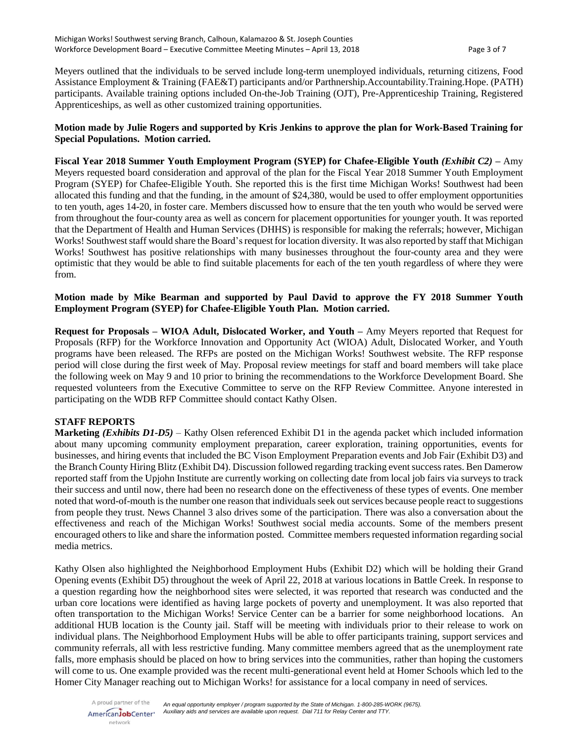Meyers outlined that the individuals to be served include long-term unemployed individuals, returning citizens, Food Assistance Employment & Training (FAE&T) participants and/or Parthnership.Accountability.Training.Hope. (PATH) participants. Available training options included On-the-Job Training (OJT), Pre-Apprenticeship Training, Registered Apprenticeships, as well as other customized training opportunities.

**Motion made by Julie Rogers and supported by Kris Jenkins to approve the plan for Work-Based Training for Special Populations. Motion carried.**

**Fiscal Year 2018 Summer Youth Employment Program (SYEP) for Chafee-Eligible Youth *(Exhibit C2)*** – Amy Meyers requested board consideration and approval of the plan for the Fiscal Year 2018 Summer Youth Employment Program (SYEP) for Chafee-Eligible Youth. She reported this is the first time Michigan Works! Southwest had been allocated this funding and that the funding, in the amount of $24,380, would be used to offer employment opportunities to ten youth, ages 14-20, in foster care. Members discussed how to ensure that the ten youth who would be served were from throughout the four-county area as well as concern for placement opportunities for younger youth. It was reported that the Department of Health and Human Services (DHHS) is responsible for making the referrals; however, Michigan Works! Southwest staff would share the Board's request for location diversity. It was also reported by staff that Michigan Works! Southwest has positive relationships with many businesses throughout the four-county area and they were optimistic that they would be able to find suitable placements for each of the ten youth regardless of where they were from.

**Motion made by Mike Bearman and supported by Paul David to approve the FY 2018 Summer Youth Employment Program (SYEP) for Chafee-Eligible Youth Plan. Motion carried.**

**Request for Proposals – WIOA Adult, Dislocated Worker, and Youth** – Amy Meyers reported that Request for Proposals (RFP) for the Workforce Innovation and Opportunity Act (WIOA) Adult, Dislocated Worker, and Youth programs have been released. The RFPs are posted on the Michigan Works! Southwest website. The RFP response period will close during the first week of May. Proposal review meetings for staff and board members will take place the following week on May 9 and 10 prior to brining the recommendations to the Workforce Development Board. She requested volunteers from the Executive Committee to serve on the RFP Review Committee. Anyone interested in participating on the WDB RFP Committee should contact Kathy Olsen.

**STAFF REPORTS**

**Marketing *(Exhibits D1-D5)*** – Kathy Olsen referenced Exhibit D1 in the agenda packet which included information about many upcoming community employment preparation, career exploration, training opportunities, events for businesses, and hiring events that included the BC Vison Employment Preparation events and Job Fair (Exhibit D3) and the Branch County Hiring Blitz (Exhibit D4). Discussion followed regarding tracking event success rates. Ben Damerow reported staff from the Upjohn Institute are currently working on collecting date from local job fairs via surveys to track their success and until now, there had been no research done on the effectiveness of these types of events. One member noted that word-of-mouth is the number one reason that individuals seek out services because people react to suggestions from people they trust. News Channel 3 also drives some of the participation. There was also a conversation about the effectiveness and reach of the Michigan Works! Southwest social media accounts. Some of the members present encouraged others to like and share the information posted. Committee members requested information regarding social media metrics.

Kathy Olsen also highlighted the Neighborhood Employment Hubs (Exhibit D2) which will be holding their Grand Opening events (Exhibit D5) throughout the week of April 22, 2018 at various locations in Battle Creek. In response to a question regarding how the neighborhood sites were selected, it was reported that research was conducted and the urban core locations were identified as having large pockets of poverty and unemployment. It was also reported that often transportation to the Michigan Works! Service Center can be a barrier for some neighborhood locations. An additional HUB location is the County jail. Staff will be meeting with individuals prior to their release to work on individual plans. The Neighborhood Employment Hubs will be able to offer participants training, support services and community referrals, all with less restrictive funding. Many committee members agreed that as the unemployment rate falls, more emphasis should be placed on how to bring services into the communities, rather than hoping the customers will come to us. One example provided was the recent multi-generational event held at Homer Schools which led to the Homer City Manager reaching out to Michigan Works! for assistance for a local company in need of services.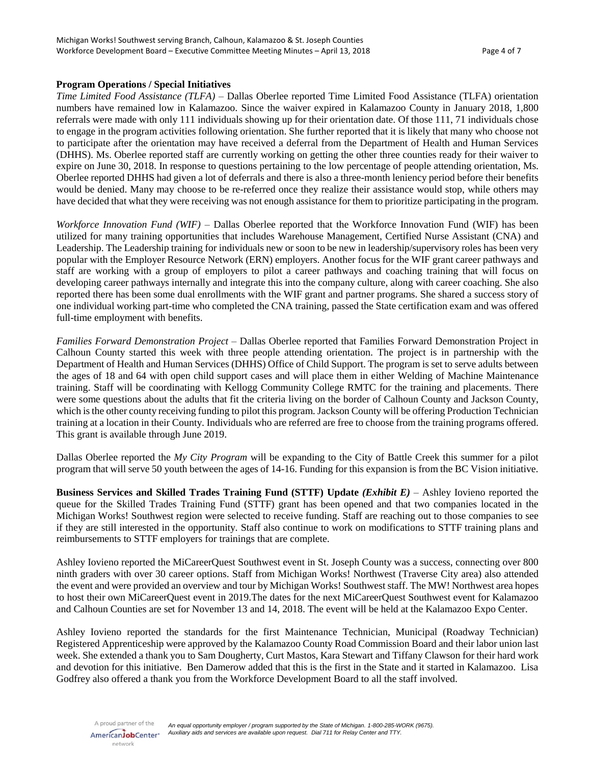**Program Operations / Special Initiatives**

*Time Limited Food Assistance (TLFA)* – Dallas Oberlee reported Time Limited Food Assistance (TLFA) orientation numbers have remained low in Kalamazoo. Since the waiver expired in Kalamazoo County in January 2018, 1,800 referrals were made with only 111 individuals showing up for their orientation date. Of those 111, 71 individuals chose to engage in the program activities following orientation. She further reported that it is likely that many who choose not to participate after the orientation may have received a deferral from the Department of Health and Human Services (DHHS). Ms. Oberlee reported staff are currently working on getting the other three counties ready for their waiver to expire on June 30, 2018. In response to questions pertaining to the low percentage of people attending orientation, Ms. Oberlee reported DHHS had given a lot of deferrals and there is also a three-month leniency period before their benefits would be denied. Many may choose to be re-referred once they realize their assistance would stop, while others may have decided that what they were receiving was not enough assistance for them to prioritize participating in the program.

*Workforce Innovation Fund (WIF)* – Dallas Oberlee reported that the Workforce Innovation Fund (WIF) has been utilized for many training opportunities that includes Warehouse Management, Certified Nurse Assistant (CNA) and Leadership. The Leadership training for individuals new or soon to be new in leadership/supervisory roles has been very popular with the Employer Resource Network (ERN) employers. Another focus for the WIF grant career pathways and staff are working with a group of employers to pilot a career pathways and coaching training that will focus on developing career pathways internally and integrate this into the company culture, along with career coaching. She also reported there has been some dual enrollments with the WIF grant and partner programs. She shared a success story of one individual working part-time who completed the CNA training, passed the State certification exam and was offered full-time employment with benefits.

*Families Forward Demonstration Project* – Dallas Oberlee reported that Families Forward Demonstration Project in Calhoun County started this week with three people attending orientation. The project is in partnership with the Department of Health and Human Services (DHHS) Office of Child Support. The program is set to serve adults between the ages of 18 and 64 with open child support cases and will place them in either Welding of Machine Maintenance training. Staff will be coordinating with Kellogg Community College RMTC for the training and placements. There were some questions about the adults that fit the criteria living on the border of Calhoun County and Jackson County, which is the other county receiving funding to pilot this program. Jackson County will be offering Production Technician training at a location in their County. Individuals who are referred are free to choose from the training programs offered. This grant is available through June 2019.

Dallas Oberlee reported the *My City Program* will be expanding to the City of Battle Creek this summer for a pilot program that will serve 50 youth between the ages of 14-16. Funding for this expansion is from the BC Vision initiative.

**Business Services and Skilled Trades Training Fund (STTF) Update *(Exhibit E)*** – Ashley Iovieno reported the queue for the Skilled Trades Training Fund (STTF) grant has been opened and that two companies located in the Michigan Works! Southwest region were selected to receive funding. Staff are reaching out to those companies to see if they are still interested in the opportunity. Staff also continue to work on modifications to STTF training plans and reimbursements to STTF employers for trainings that are complete.

Ashley Iovieno reported the MiCareerQuest Southwest event in St. Joseph County was a success, connecting over 800 ninth graders with over 30 career options. Staff from Michigan Works! Northwest (Traverse City area) also attended the event and were provided an overview and tour by Michigan Works! Southwest staff. The MW! Northwest area hopes to host their own MiCareerQuest event in 2019.The dates for the next MiCareerQuest Southwest event for Kalamazoo and Calhoun Counties are set for November 13 and 14, 2018. The event will be held at the Kalamazoo Expo Center.

Ashley Iovieno reported the standards for the first Maintenance Technician, Municipal (Roadway Technician) Registered Apprenticeship were approved by the Kalamazoo County Road Commission Board and their labor union last week. She extended a thank you to Sam Dougherty, Curt Mastos, Kara Stewart and Tiffany Clawson for their hard work and devotion for this initiative. Ben Damerow added that this is the first in the State and it started in Kalamazoo. Lisa Godfrey also offered a thank you from the Workforce Development Board to all the staff involved.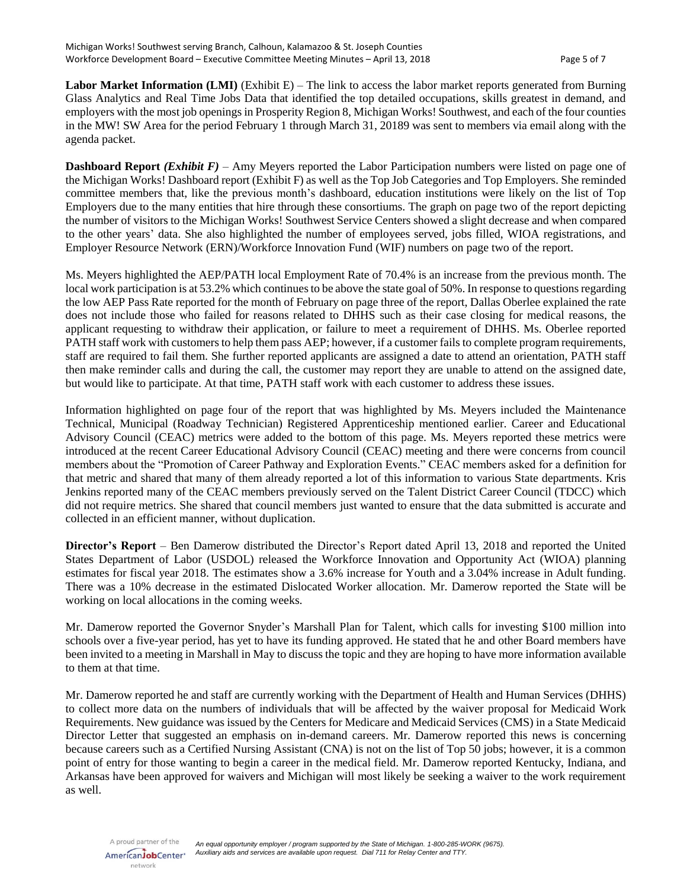**Labor Market Information (LMI)** (Exhibit E) – The link to access the labor market reports generated from Burning Glass Analytics and Real Time Jobs Data that identified the top detailed occupations, skills greatest in demand, and employers with the most job openings in Prosperity Region 8, Michigan Works! Southwest, and each of the four counties in the MW! SW Area for the period February 1 through March 31, 20189 was sent to members via email along with the agenda packet.

**Dashboard Report *(Exhibit F)*** – Amy Meyers reported the Labor Participation numbers were listed on page one of the Michigan Works! Dashboard report (Exhibit F) as well as the Top Job Categories and Top Employers. She reminded committee members that, like the previous month's dashboard, education institutions were likely on the list of Top Employers due to the many entities that hire through these consortiums. The graph on page two of the report depicting the number of visitors to the Michigan Works! Southwest Service Centers showed a slight decrease and when compared to the other years' data. She also highlighted the number of employees served, jobs filled, WIOA registrations, and Employer Resource Network (ERN)/Workforce Innovation Fund (WIF) numbers on page two of the report.

Ms. Meyers highlighted the AEP/PATH local Employment Rate of 70.4% is an increase from the previous month. The local work participation is at 53.2% which continues to be above the state goal of 50%. In response to questions regarding the low AEP Pass Rate reported for the month of February on page three of the report, Dallas Oberlee explained the rate does not include those who failed for reasons related to DHHS such as their case closing for medical reasons, the applicant requesting to withdraw their application, or failure to meet a requirement of DHHS. Ms. Oberlee reported PATH staff work with customers to help them pass AEP; however, if a customer fails to complete program requirements, staff are required to fail them. She further reported applicants are assigned a date to attend an orientation, PATH staff then make reminder calls and during the call, the customer may report they are unable to attend on the assigned date, but would like to participate. At that time, PATH staff work with each customer to address these issues.

Information highlighted on page four of the report that was highlighted by Ms. Meyers included the Maintenance Technical, Municipal (Roadway Technician) Registered Apprenticeship mentioned earlier. Career and Educational Advisory Council (CEAC) metrics were added to the bottom of this page. Ms. Meyers reported these metrics were introduced at the recent Career Educational Advisory Council (CEAC) meeting and there were concerns from council members about the "Promotion of Career Pathway and Exploration Events." CEAC members asked for a definition for that metric and shared that many of them already reported a lot of this information to various State departments. Kris Jenkins reported many of the CEAC members previously served on the Talent District Career Council (TDCC) which did not require metrics. She shared that council members just wanted to ensure that the data submitted is accurate and collected in an efficient manner, without duplication.

**Director's Report** – Ben Damerow distributed the Director's Report dated April 13, 2018 and reported the United States Department of Labor (USDOL) released the Workforce Innovation and Opportunity Act (WIOA) planning estimates for fiscal year 2018. The estimates show a 3.6% increase for Youth and a 3.04% increase in Adult funding. There was a 10% decrease in the estimated Dislocated Worker allocation. Mr. Damerow reported the State will be working on local allocations in the coming weeks.

Mr. Damerow reported the Governor Snyder's Marshall Plan for Talent, which calls for investing $100 million into schools over a five-year period, has yet to have its funding approved. He stated that he and other Board members have been invited to a meeting in Marshall in May to discuss the topic and they are hoping to have more information available to them at that time.

Mr. Damerow reported he and staff are currently working with the Department of Health and Human Services (DHHS) to collect more data on the numbers of individuals that will be affected by the waiver proposal for Medicaid Work Requirements. New guidance was issued by the Centers for Medicare and Medicaid Services (CMS) in a State Medicaid Director Letter that suggested an emphasis on in-demand careers. Mr. Damerow reported this news is concerning because careers such as a Certified Nursing Assistant (CNA) is not on the list of Top 50 jobs; however, it is a common point of entry for those wanting to begin a career in the medical field. Mr. Damerow reported Kentucky, Indiana, and Arkansas have been approved for waivers and Michigan will most likely be seeking a waiver to the work requirement as well.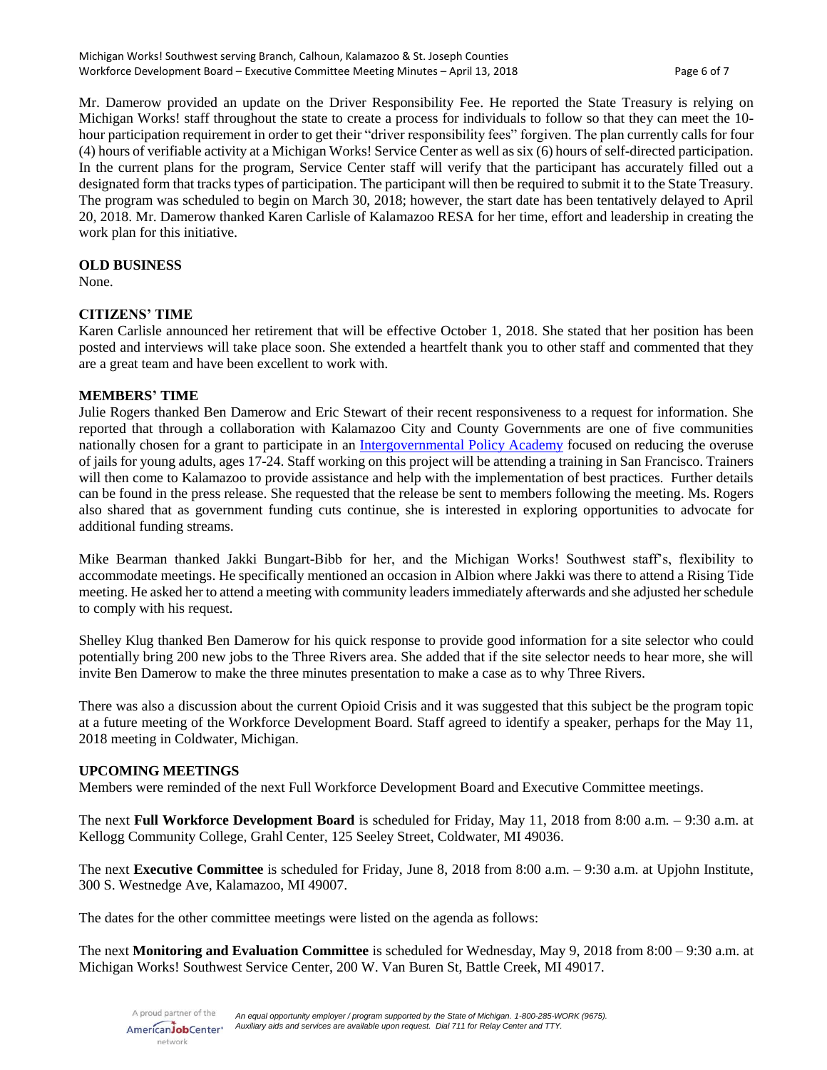Mr. Damerow provided an update on the Driver Responsibility Fee. He reported the State Treasury is relying on Michigan Works! staff throughout the state to create a process for individuals to follow so that they can meet the 10-hour participation requirement in order to get their "driver responsibility fees" forgiven. The plan currently calls for four (4) hours of verifiable activity at a Michigan Works! Service Center as well as six (6) hours of self-directed participation. In the current plans for the program, Service Center staff will verify that the participant has accurately filled out a designated form that tracks types of participation. The participant will then be required to submit it to the State Treasury. The program was scheduled to begin on March 30, 2018; however, the start date has been tentatively delayed to April 20, 2018. Mr. Damerow thanked Karen Carlisle of Kalamazoo RESA for her time, effort and leadership in creating the work plan for this initiative.

**OLD BUSINESS**

None.

**CITIZENS' TIME**

Karen Carlisle announced her retirement that will be effective October 1, 2018. She stated that her position has been posted and interviews will take place soon. She extended a heartfelt thank you to other staff and commented that they are a great team and have been excellent to work with.

**MEMBERS' TIME**

Julie Rogers thanked Ben Damerow and Eric Stewart of their recent responsiveness to a request for information. She reported that through a collaboration with Kalamazoo City and County Governments are one of five communities nationally chosen for a grant to participate in an Intergovernmental Policy Academy focused on reducing the overuse of jails for young adults, ages 17-24. Staff working on this project will be attending a training in San Francisco. Trainers will then come to Kalamazoo to provide assistance and help with the implementation of best practices. Further details can be found in the press release. She requested that the release be sent to members following the meeting. Ms. Rogers also shared that as government funding cuts continue, she is interested in exploring opportunities to advocate for additional funding streams.

Mike Bearman thanked Jakki Bungart-Bibb for her, and the Michigan Works! Southwest staff's, flexibility to accommodate meetings. He specifically mentioned an occasion in Albion where Jakki was there to attend a Rising Tide meeting. He asked her to attend a meeting with community leaders immediately afterwards and she adjusted her schedule to comply with his request.

Shelley Klug thanked Ben Damerow for his quick response to provide good information for a site selector who could potentially bring 200 new jobs to the Three Rivers area. She added that if the site selector needs to hear more, she will invite Ben Damerow to make the three minutes presentation to make a case as to why Three Rivers.

There was also a discussion about the current Opioid Crisis and it was suggested that this subject be the program topic at a future meeting of the Workforce Development Board. Staff agreed to identify a speaker, perhaps for the May 11, 2018 meeting in Coldwater, Michigan.

**UPCOMING MEETINGS**

Members were reminded of the next Full Workforce Development Board and Executive Committee meetings.

The next **Full Workforce Development Board** is scheduled for Friday, May 11, 2018 from 8:00 a.m. – 9:30 a.m. at Kellogg Community College, Grahl Center, 125 Seeley Street, Coldwater, MI 49036.

The next **Executive Committee** is scheduled for Friday, June 8, 2018 from 8:00 a.m. – 9:30 a.m. at Upjohn Institute, 300 S. Westnedge Ave, Kalamazoo, MI 49007.

The dates for the other committee meetings were listed on the agenda as follows:

The next **Monitoring and Evaluation Committee** is scheduled for Wednesday, May 9, 2018 from 8:00 – 9:30 a.m. at Michigan Works! Southwest Service Center, 200 W. Van Buren St, Battle Creek, MI 49017.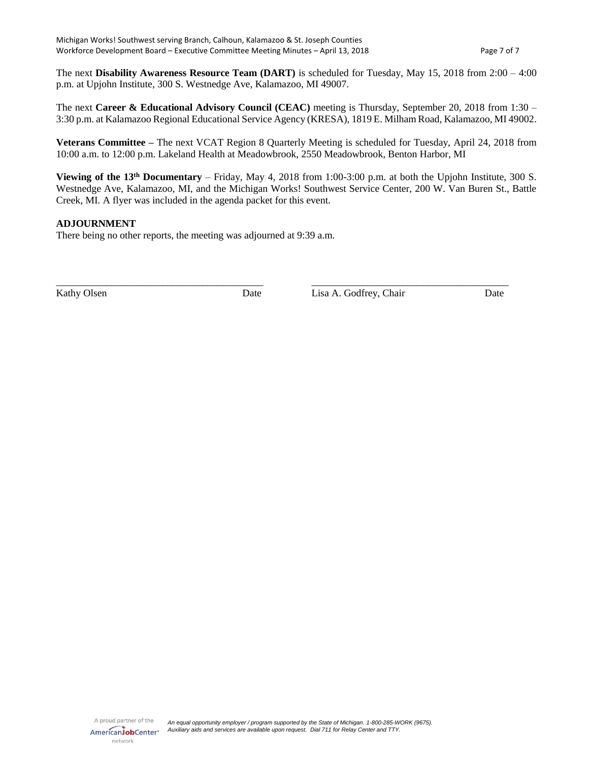The next **Disability Awareness Resource Team (DART)** is scheduled for Tuesday, May 15, 2018 from 2:00 – 4:00 p.m. at Upjohn Institute, 300 S. Westnedge Ave, Kalamazoo, MI 49007.

The next **Career & Educational Advisory Council (CEAC)** meeting is Thursday, September 20, 2018 from 1:30 – 3:30 p.m. at Kalamazoo Regional Educational Service Agency (KRESA), 1819 E. Milham Road, Kalamazoo, MI 49002.

**Veterans Committee –** The next VCAT Region 8 Quarterly Meeting is scheduled for Tuesday, April 24, 2018 from 10:00 a.m. to 12:00 p.m. Lakeland Health at Meadowbrook, 2550 Meadowbrook, Benton Harbor, MI

**Viewing of the 13th Documentary** – Friday, May 4, 2018 from 1:00-3:00 p.m. at both the Upjohn Institute, 300 S. Westnedge Ave, Kalamazoo, MI, and the Michigan Works! Southwest Service Center, 200 W. Van Buren St., Battle Creek, MI. A flyer was included in the agenda packet for this event.

**ADJOURNMENT**

There being no other reports, the meeting was adjourned at 9:39 a.m.

\_\_\_\_\_\_\_\_\_\_\_\_\_\_\_\_\_\_\_\_\_\_\_\_\_\_\_\_\_\_\_\_\_\_\_\_\_\_\_\_\_\_ \_\_\_\_\_\_\_\_\_\_\_\_\_\_\_\_\_\_\_\_\_\_\_\_\_\_\_\_\_\_\_\_\_\_\_\_\_\_\_\_\_\_

Kathy Olsen Date Lisa A. Godfrey, Chair Date

A proud partner of the AmericanJobCenter network

*An equal opportunity employer / program supported by the State of Michigan. 1-800-285-WORK (9675). Auxiliary aids and services are available upon request. Dial 711 for Relay Center and TTY.*